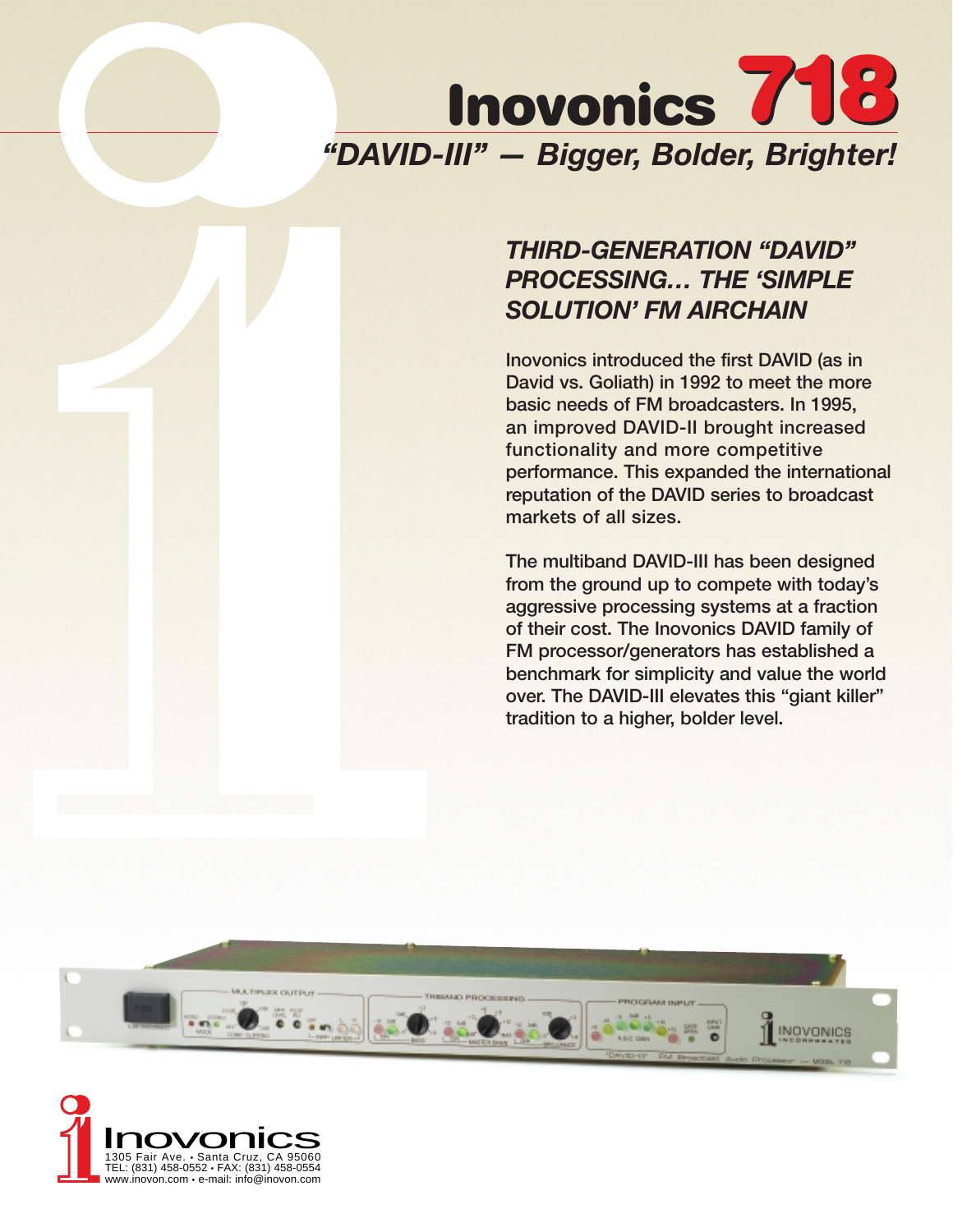# Inovonics 718

## *"DAVID-III" — Bigger, Bolder, Brighter!*

### *THIRD-GENERATION "DAVID" PROCESSING… THE 'SIMPLE SOLUTION' FM AIRCHAIN*

Inovonics introduced the first DAVID (as in David vs. Goliath) in 1992 to meet the more basic needs of FM broadcasters. In 1995, an improved DAVID-II brought increased functionality and more competitive performance. This expanded the international reputation of the DAVID series to broadcast markets of all sizes.

The multiband DAVID-III has been designed from the ground up to compete with today's aggressive processing systems at a fraction of their cost. The Inovonics DAVID family of FM processor/generators has established a benchmark for simplicity and value the world over. The DAVID-III elevates this "giant killer" tradition to a higher, bolder level.

Inovonics
1305 Fair Ave. • Santa Cruz, CA 95060
TEL: (831) 458-0552 • FAX: (831) 458-0554
www.inovon.com • e-mail: info@inovon.com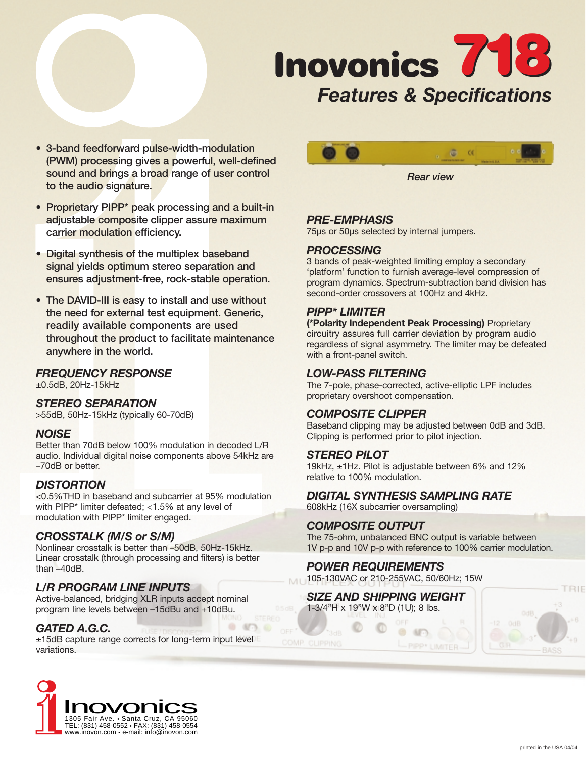# Inovonics 718

## Features & Specifications

- 3-band feedforward pulse-width-modulation (PWM) processing gives a powerful, well-defined sound and brings a broad range of user control to the audio signature.
- Proprietary PIPP* peak processing and a built-in adjustable composite clipper assure maximum carrier modulation efficiency.
- Digital synthesis of the multiplex baseband signal yields optimum stereo separation and ensures adjustment-free, rock-stable operation.
- The DAVID-III is easy to install and use without the need for external test equipment. Generic, readily available components are used throughout the product to facilitate maintenance anywhere in the world.

### *FREQUENCY RESPONSE*
±0.5dB, 20Hz-15kHz

### *STEREO SEPARATION*
>55dB, 50Hz-15kHz (typically 60-70dB)

### *NOISE*
Better than 70dB below 100% modulation in decoded L/R audio. Individual digital noise components above 54kHz are –70dB or better.

### *DISTORTION*
<0.5%THD in baseband and subcarrier at 95% modulation with PIPP* limiter defeated; <1.5% at any level of modulation with PIPP* limiter engaged.

### *CROSSTALK (M/S or S/M)*
Nonlinear crosstalk is better than –50dB, 50Hz-15kHz. Linear crosstalk (through processing and filters) is better than –40dB.

### *L/R PROGRAM LINE INPUTS*
Active-balanced, bridging XLR inputs accept nominal program line levels between –15dBu and +10dBu.

### *GATED A.G.C.*
±15dB capture range corrects for long-term input level variations.

*Rear view*

### *PRE-EMPHASIS*
75µs or 50µs selected by internal jumpers.

### *PROCESSING*
3 bands of peak-weighted limiting employ a secondary 'platform' function to furnish average-level compression of program dynamics. Spectrum-subtraction band division has second-order crossovers at 100Hz and 4kHz.

### *PIPP* LIMITER*
**(*Polarity Independent Peak Processing)** Proprietary circuitry assures full carrier deviation by program audio regardless of signal asymmetry. The limiter may be defeated with a front-panel switch.

### *LOW-PASS FILTERING*
The 7-pole, phase-corrected, active-elliptic LPF includes proprietary overshoot compensation.

### *COMPOSITE CLIPPER*
Baseband clipping may be adjusted between 0dB and 3dB. Clipping is performed prior to pilot injection.

### *STEREO PILOT*
19kHz, ±1Hz. Pilot is adjustable between 6% and 12% relative to 100% modulation.

### *DIGITAL SYNTHESIS SAMPLING RATE*
608kHz (16X subcarrier oversampling)

### *COMPOSITE OUTPUT*
The 75-ohm, unbalanced BNC output is variable between 1V p-p and 10V p-p with reference to 100% carrier modulation.

### *POWER REQUIREMENTS*
105-130VAC or 210-255VAC, 50/60Hz; 15W

### *SIZE AND SHIPPING WEIGHT*
1-3/4"H x 19"W x 8"D (1U); 8 lbs.

Inovonics
1305 Fair Ave. • Santa Cruz, CA 95060
TEL: (831) 458-0552 • FAX: (831) 458-0554
www.inovon.com • e-mail: info@inovon.com

printed in the USA 04/04